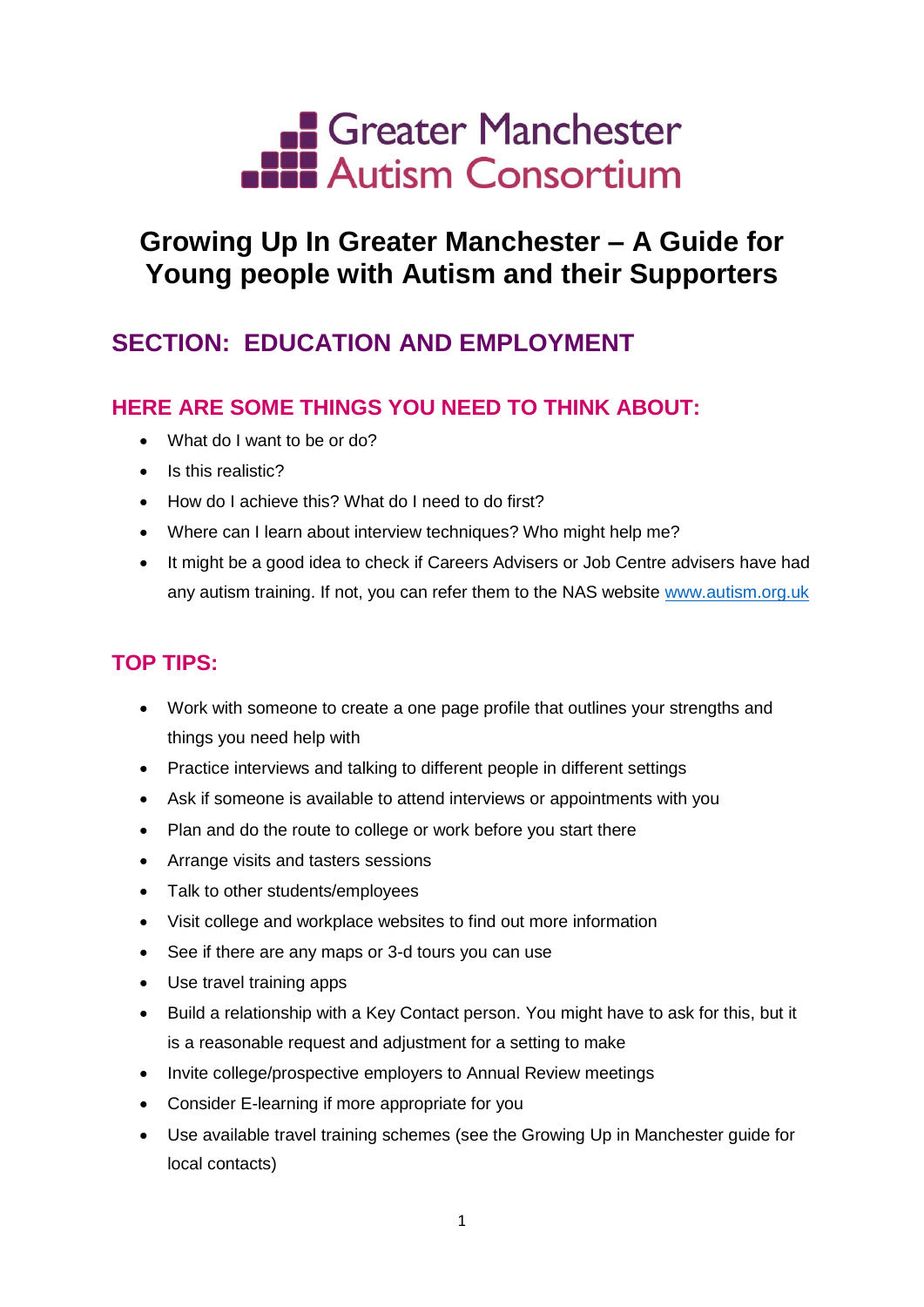Greater Manchester Autism Consortium

# Growing Up In Greater Manchester – A Guide for Young people with Autism and their Supporters

## SECTION: EDUCATION AND EMPLOYMENT

### HERE ARE SOME THINGS YOU NEED TO THINK ABOUT:

- What do I want to be or do?
- Is this realistic?
- How do I achieve this? What do I need to do first?
- Where can I learn about interview techniques? Who might help me?
- It might be a good idea to check if Careers Advisers or Job Centre advisers have had any autism training. If not, you can refer them to the NAS website www.autism.org.uk

### TOP TIPS:

- Work with someone to create a one page profile that outlines your strengths and things you need help with
- Practice interviews and talking to different people in different settings
- Ask if someone is available to attend interviews or appointments with you
- Plan and do the route to college or work before you start there
- Arrange visits and tasters sessions
- Talk to other students/employees
- Visit college and workplace websites to find out more information
- See if there are any maps or 3-d tours you can use
- Use travel training apps
- Build a relationship with a Key Contact person. You might have to ask for this, but it is a reasonable request and adjustment for a setting to make
- Invite college/prospective employers to Annual Review meetings
- Consider E-learning if more appropriate for you
- Use available travel training schemes (see the Growing Up in Manchester guide for local contacts)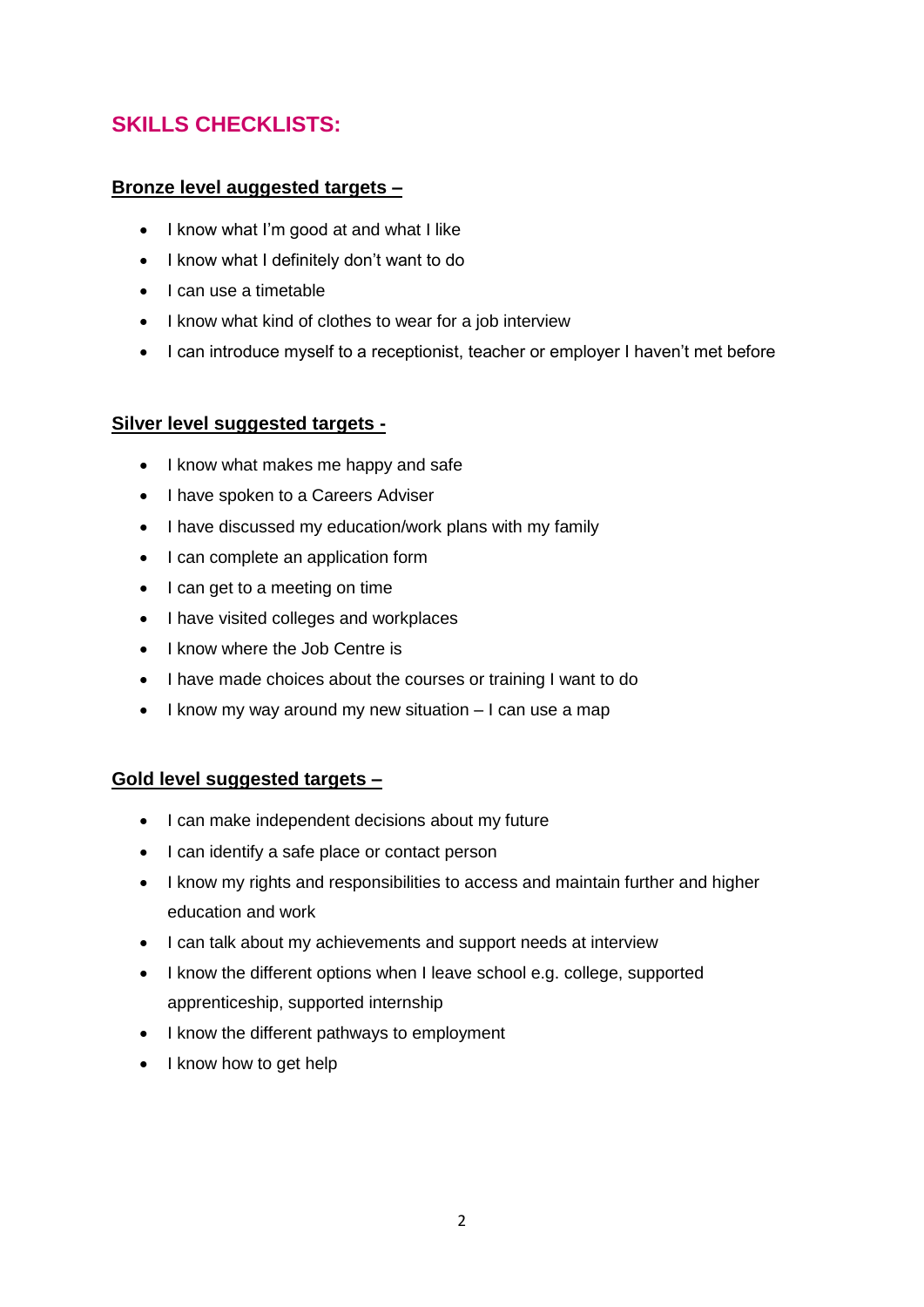# SKILLS CHECKLISTS:

**Bronze level auggested targets –**

- I know what I'm good at and what I like
- I know what I definitely don't want to do
- I can use a timetable
- I know what kind of clothes to wear for a job interview
- I can introduce myself to a receptionist, teacher or employer I haven't met before

**Silver level suggested targets -**

- I know what makes me happy and safe
- I have spoken to a Careers Adviser
- I have discussed my education/work plans with my family
- I can complete an application form
- I can get to a meeting on time
- I have visited colleges and workplaces
- I know where the Job Centre is
- I have made choices about the courses or training I want to do
- I know my way around my new situation – I can use a map

**Gold level suggested targets –**

- I can make independent decisions about my future
- I can identify a safe place or contact person
- I know my rights and responsibilities to access and maintain further and higher education and work
- I can talk about my achievements and support needs at interview
- I know the different options when I leave school e.g. college, supported apprenticeship, supported internship
- I know the different pathways to employment
- I know how to get help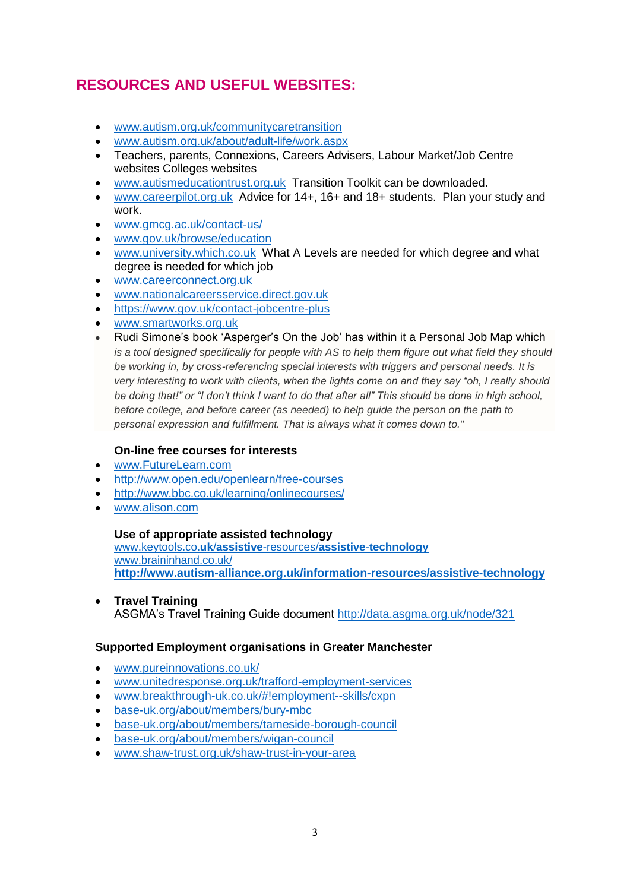## RESOURCES AND USEFUL WEBSITES:

- www.autism.org.uk/communitycaretransition
- www.autism.org.uk/about/adult-life/work.aspx
- Teachers, parents, Connexions, Careers Advisers, Labour Market/Job Centre websites Colleges websites
- www.autismeducationtrust.org.uk Transition Toolkit can be downloaded.
- www.careerpilot.org.uk Advice for 14+, 16+ and 18+ students. Plan your study and work.
- www.gmcg.ac.uk/contact-us/
- www.gov.uk/browse/education
- www.university.which.co.uk What A Levels are needed for which degree and what degree is needed for which job
- www.careerconnect.org.uk
- www.nationalcareersservice.direct.gov.uk
- https://www.gov.uk/contact-jobcentre-plus
- www.smartworks.org.uk
- Rudi Simone's book 'Asperger's On the Job' has within it a Personal Job Map which *is a tool designed specifically for people with AS to help them figure out what field they should be working in, by cross-referencing special interests with triggers and personal needs. It is very interesting to work with clients, when the lights come on and they say "oh, I really should be doing that!" or "I don't think I want to do that after all" This should be done in high school, before college, and before career (as needed) to help guide the person on the path to personal expression and fulfillment. That is always what it comes down to.*"

**On-line free courses for interests**

- www.FutureLearn.com
- http://www.open.edu/openlearn/free-courses
- http://www.bbc.co.uk/learning/onlinecourses/
- www.alison.com

**Use of appropriate assisted technology**
www.keytools.co.**uk**/**assistive**-resources/**assistive**-**technology**
www.braininhand.co.uk/
**http://www.autism-alliance.org.uk/information-resources/assistive-technology**

- **Travel Training**
  ASGMA's Travel Training Guide document http://data.asgma.org.uk/node/321

**Supported Employment organisations in Greater Manchester**

- www.pureinnovations.co.uk/
- www.unitedresponse.org.uk/trafford-employment-services
- www.breakthrough-uk.co.uk/#!employment--skills/cxpn
- base-uk.org/about/members/bury-mbc
- base-uk.org/about/members/tameside-borough-council
- base-uk.org/about/members/wigan-council
- www.shaw-trust.org.uk/shaw-trust-in-your-area